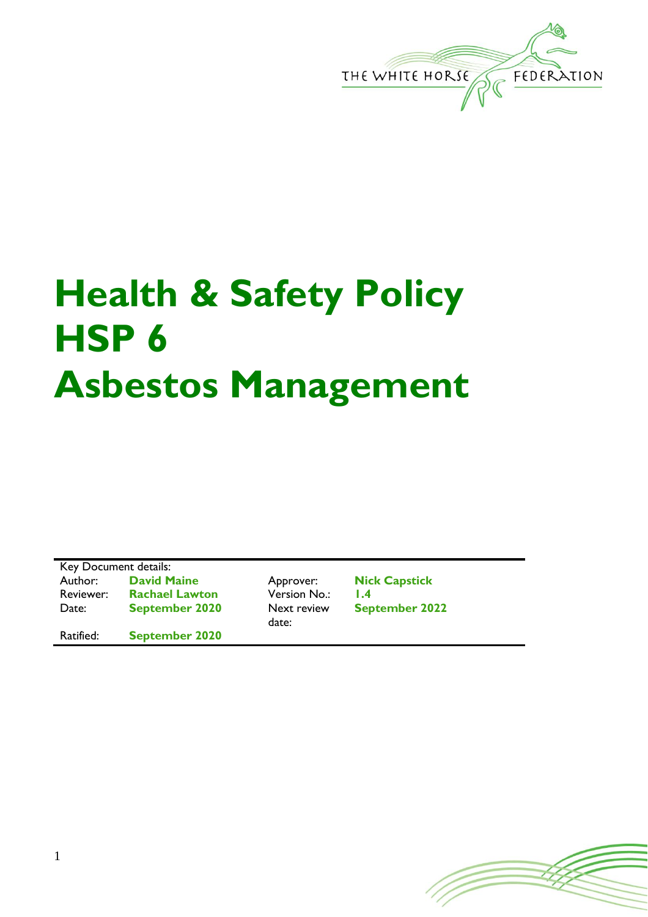THE WHITE HORSE FEDERATION

# Health & Safety Policy HSP 6 Asbestos Management

| Key Document details: | | | |
|---|---|---|---|
| Author: | **David Maine** | Approver: | **Nick Capstick** |
| Reviewer: | **Rachael Lawton** | Version No.: | **1.4** |
| Date: | **September 2020** | Next review date: | **September 2022** |
| Ratified: | **September 2020** | | |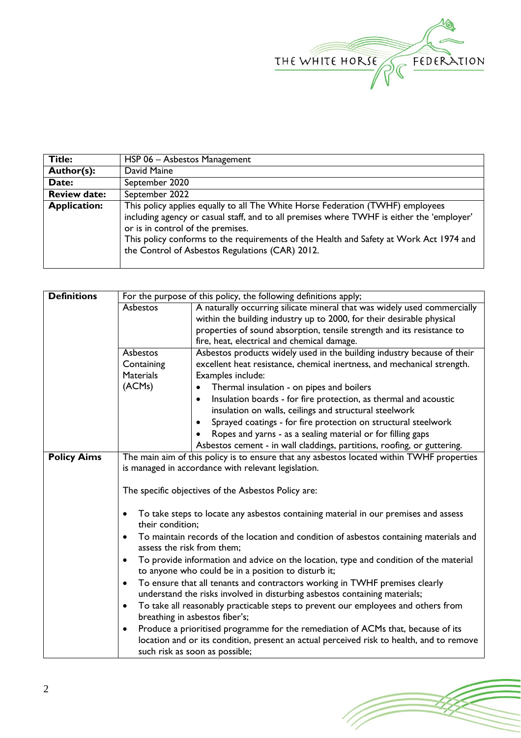| Title: | HSP 06 – Asbestos Management |
|---|---|
| Author(s): | David Maine |
| Date: | September 2020 |
| Review date: | September 2022 |
| Application: | This policy applies equally to all The White Horse Federation (TWHF) employees including agency or casual staff, and to all premises where TWHF is either the 'employer' or is in control of the premises.<br>This policy conforms to the requirements of the Health and Safety at Work Act 1974 and the Control of Asbestos Regulations (CAR) 2012. |

| **Definitions** | For the purpose of this policy, the following definitions apply; | |
|---|---|---|
| | Asbestos | A naturally occurring silicate mineral that was widely used commercially within the building industry up to 2000, for their desirable physical properties of sound absorption, tensile strength and its resistance to fire, heat, electrical and chemical damage. |
| | Asbestos Containing Materials (ACMs) | Asbestos products widely used in the building industry because of their excellent heat resistance, chemical inertness, and mechanical strength. Examples include:<br>• Thermal insulation - on pipes and boilers<br>• Insulation boards - for fire protection, as thermal and acoustic insulation on walls, ceilings and structural steelwork<br>• Sprayed coatings - for fire protection on structural steelwork<br>• Ropes and yarns - as a sealing material or for filling gaps<br>Asbestos cement - in wall claddings, partitions, roofing, or guttering. |
| **Policy Aims** | The main aim of this policy is to ensure that any asbestos located within TWHF properties is managed in accordance with relevant legislation.<br><br>The specific objectives of the Asbestos Policy are:<br><br>• To take steps to locate any asbestos containing material in our premises and assess their condition;<br>• To maintain records of the location and condition of asbestos containing materials and assess the risk from them;<br>• To provide information and advice on the location, type and condition of the material to anyone who could be in a position to disturb it;<br>• To ensure that all tenants and contractors working in TWHF premises clearly understand the risks involved in disturbing asbestos containing materials;<br>• To take all reasonably practicable steps to prevent our employees and others from breathing in asbestos fiber's;<br>• Produce a prioritised programme for the remediation of ACMs that, because of its location and or its condition, present an actual perceived risk to health, and to remove such risk as soon as possible; | |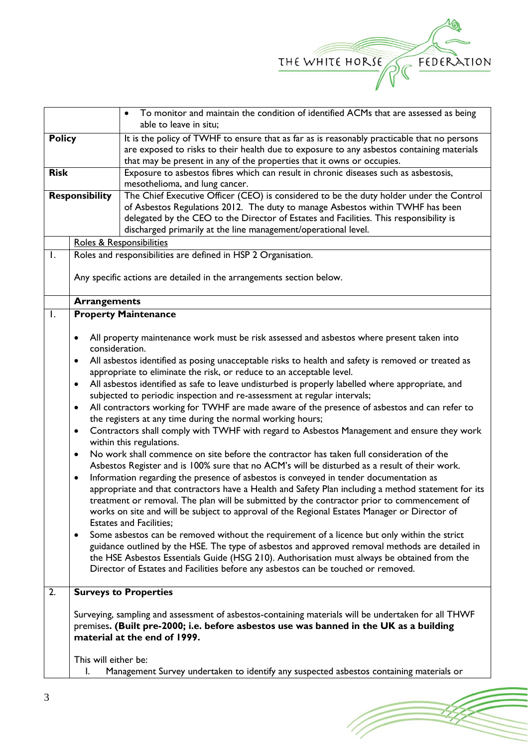| | |
|---|---|
| | • To monitor and maintain the condition of identified ACMs that are assessed as being able to leave in situ; |
| **Policy** | It is the policy of TWHF to ensure that as far as is reasonably practicable that no persons are exposed to risks to their health due to exposure to any asbestos containing materials that may be present in any of the properties that it owns or occupies. |
| **Risk** | Exposure to asbestos fibres which can result in chronic diseases such as asbestosis, mesothelioma, and lung cancer. |
| **Responsibility** | The Chief Executive Officer (CEO) is considered to be the duty holder under the Control of Asbestos Regulations 2012. The duty to manage Asbestos within TWHF has been delegated by the CEO to the Director of Estates and Facilities. This responsibility is discharged primarily at the line management/operational level. |

| | Roles & Responsibilities |
|---|---|
| 1. | Roles and responsibilities are defined in HSP 2 Organisation.<br><br>Any specific actions are detailed in the arrangements section below. |

| | **Arrangements** |
|---|---|
| 1. | **Property Maintenance**<br><br>• All property maintenance work must be risk assessed and asbestos where present taken into consideration.<br>• All asbestos identified as posing unacceptable risks to health and safety is removed or treated as appropriate to eliminate the risk, or reduce to an acceptable level.<br>• All asbestos identified as safe to leave undisturbed is properly labelled where appropriate, and subjected to periodic inspection and re-assessment at regular intervals;<br>• All contractors working for TWHF are made aware of the presence of asbestos and can refer to the registers at any time during the normal working hours;<br>• Contractors shall comply with TWHF with regard to Asbestos Management and ensure they work within this regulations.<br>• No work shall commence on site before the contractor has taken full consideration of the Asbestos Register and is 100% sure that no ACM's will be disturbed as a result of their work.<br>• Information regarding the presence of asbestos is conveyed in tender documentation as appropriate and that contractors have a Health and Safety Plan including a method statement for its treatment or removal. The plan will be submitted by the contractor prior to commencement of works on site and will be subject to approval of the Regional Estates Manager or Director of Estates and Facilities;<br>• Some asbestos can be removed without the requirement of a licence but only within the strict guidance outlined by the HSE. The type of asbestos and approved removal methods are detailed in the HSE Asbestos Essentials Guide (HSG 210). Authorisation must always be obtained from the Director of Estates and Facilities before any asbestos can be touched or removed. |
| 2. | **Surveys to Properties**<br><br>Surveying, sampling and assessment of asbestos-containing materials will be undertaken for all THWF premises**. (Built pre-2000; i.e. before asbestos use was banned in the UK as a building material at the end of 1999.**<br><br>This will either be:<br>I. Management Survey undertaken to identify any suspected asbestos containing materials or |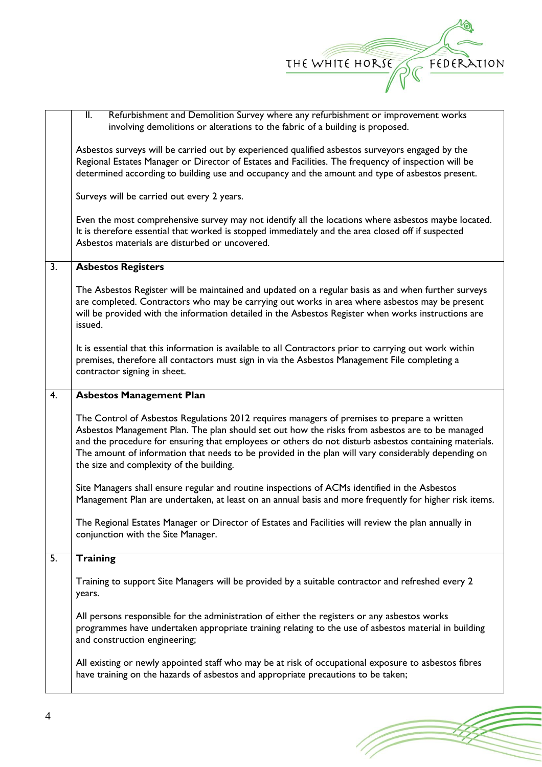|  |  |
| --- | --- |
|  | II. Refurbishment and Demolition Survey where any refurbishment or improvement works involving demolitions or alterations to the fabric of a building is proposed.<br><br>Asbestos surveys will be carried out by experienced qualified asbestos surveyors engaged by the Regional Estates Manager or Director of Estates and Facilities. The frequency of inspection will be determined according to building use and occupancy and the amount and type of asbestos present.<br><br>Surveys will be carried out every 2 years.<br><br>Even the most comprehensive survey may not identify all the locations where asbestos maybe located. It is therefore essential that worked is stopped immediately and the area closed off if suspected Asbestos materials are disturbed or uncovered. |
| 3. | **Asbestos Registers**<br><br>The Asbestos Register will be maintained and updated on a regular basis as and when further surveys are completed. Contractors who may be carrying out works in area where asbestos may be present will be provided with the information detailed in the Asbestos Register when works instructions are issued.<br><br>It is essential that this information is available to all Contractors prior to carrying out work within premises, therefore all contactors must sign in via the Asbestos Management File completing a contractor signing in sheet. |
| 4. | **Asbestos Management Plan**<br><br>The Control of Asbestos Regulations 2012 requires managers of premises to prepare a written Asbestos Management Plan. The plan should set out how the risks from asbestos are to be managed and the procedure for ensuring that employees or others do not disturb asbestos containing materials. The amount of information that needs to be provided in the plan will vary considerably depending on the size and complexity of the building.<br><br>Site Managers shall ensure regular and routine inspections of ACMs identified in the Asbestos Management Plan are undertaken, at least on an annual basis and more frequently for higher risk items.<br><br>The Regional Estates Manager or Director of Estates and Facilities will review the plan annually in conjunction with the Site Manager. |
| 5. | **Training**<br><br>Training to support Site Managers will be provided by a suitable contractor and refreshed every 2 years.<br><br>All persons responsible for the administration of either the registers or any asbestos works programmes have undertaken appropriate training relating to the use of asbestos material in building and construction engineering;<br><br>All existing or newly appointed staff who may be at risk of occupational exposure to asbestos fibres have training on the hazards of asbestos and appropriate precautions to be taken; |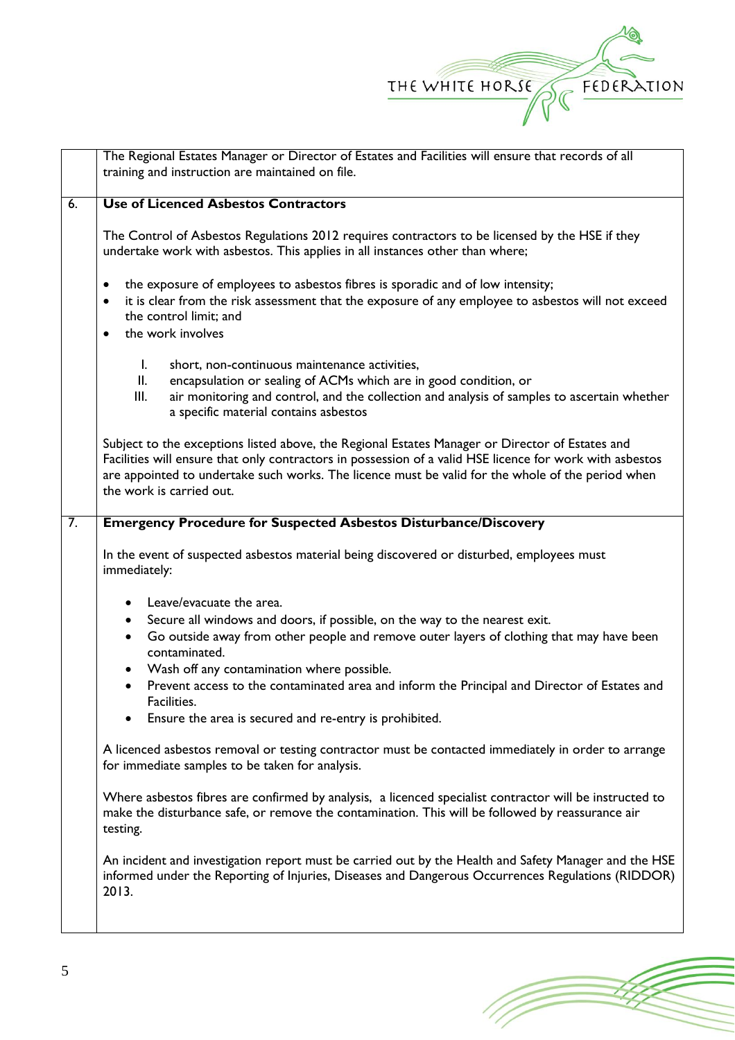The Regional Estates Manager or Director of Estates and Facilities will ensure that records of all training and instruction are maintained on file.

## 6. Use of Licenced Asbestos Contractors

The Control of Asbestos Regulations 2012 requires contractors to be licensed by the HSE if they undertake work with asbestos. This applies in all instances other than where;

- the exposure of employees to asbestos fibres is sporadic and of low intensity;
- it is clear from the risk assessment that the exposure of any employee to asbestos will not exceed the control limit; and
- the work involves

    I. short, non-continuous maintenance activities,
    II. encapsulation or sealing of ACMs which are in good condition, or
    III. air monitoring and control, and the collection and analysis of samples to ascertain whether a specific material contains asbestos

Subject to the exceptions listed above, the Regional Estates Manager or Director of Estates and Facilities will ensure that only contractors in possession of a valid HSE licence for work with asbestos are appointed to undertake such works. The licence must be valid for the whole of the period when the work is carried out.

## 7. Emergency Procedure for Suspected Asbestos Disturbance/Discovery

In the event of suspected asbestos material being discovered or disturbed, employees must immediately:

- Leave/evacuate the area.
- Secure all windows and doors, if possible, on the way to the nearest exit.
- Go outside away from other people and remove outer layers of clothing that may have been contaminated.
- Wash off any contamination where possible.
- Prevent access to the contaminated area and inform the Principal and Director of Estates and Facilities.
- Ensure the area is secured and re-entry is prohibited.

A licenced asbestos removal or testing contractor must be contacted immediately in order to arrange for immediate samples to be taken for analysis.

Where asbestos fibres are confirmed by analysis, a licenced specialist contractor will be instructed to make the disturbance safe, or remove the contamination. This will be followed by reassurance air testing.

An incident and investigation report must be carried out by the Health and Safety Manager and the HSE informed under the Reporting of Injuries, Diseases and Dangerous Occurrences Regulations (RIDDOR) 2013.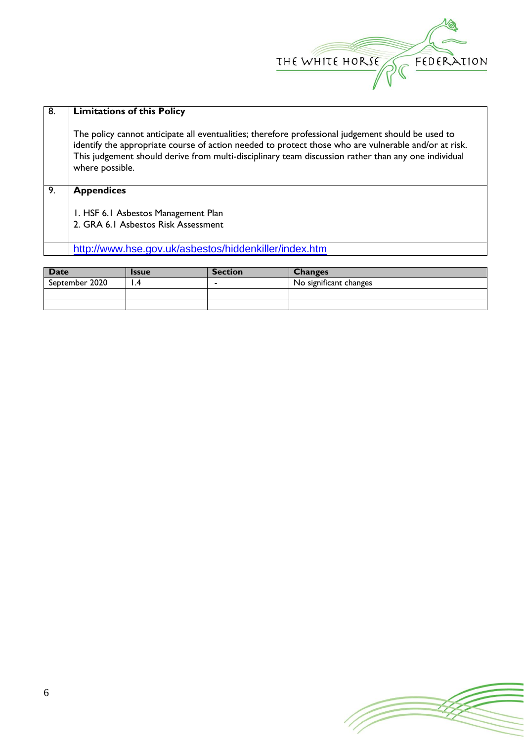## 8. Limitations of this Policy

The policy cannot anticipate all eventualities; therefore professional judgement should be used to identify the appropriate course of action needed to protect those who are vulnerable and/or at risk. This judgement should derive from multi-disciplinary team discussion rather than any one individual where possible.

## 9. Appendices

1. HSF 6.1 Asbestos Management Plan
2. GRA 6.1 Asbestos Risk Assessment

http://www.hse.gov.uk/asbestos/hiddenkiller/index.htm

| Date | Issue | Section | Changes |
|---|---|---|---|
| September 2020 | 1.4 | - | No significant changes |
| | | | |
| | | | |